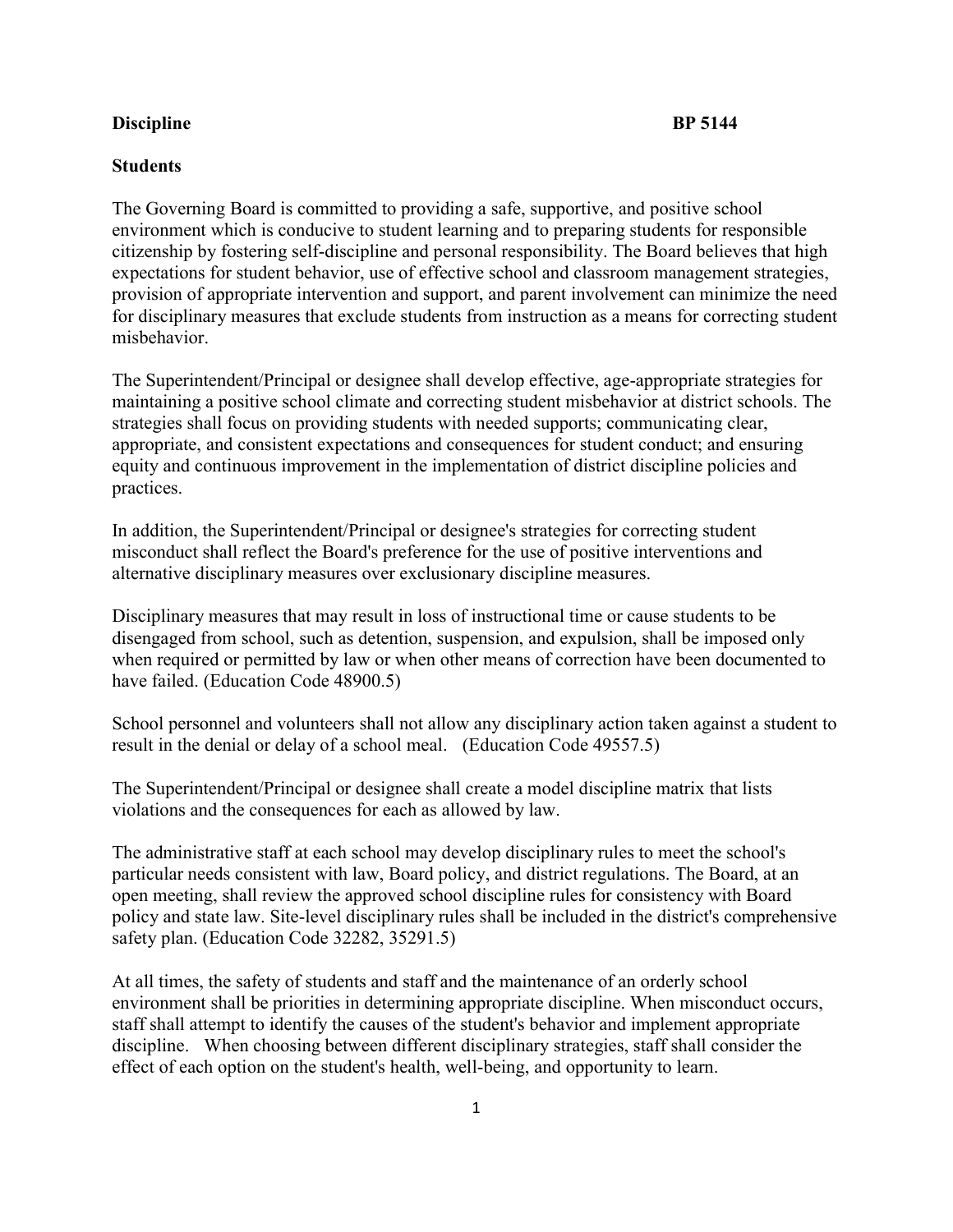**Discipline** **BP 5144**

**Students**

The Governing Board is committed to providing a safe, supportive, and positive school environment which is conducive to student learning and to preparing students for responsible citizenship by fostering self-discipline and personal responsibility. The Board believes that high expectations for student behavior, use of effective school and classroom management strategies, provision of appropriate intervention and support, and parent involvement can minimize the need for disciplinary measures that exclude students from instruction as a means for correcting student misbehavior.

The Superintendent/Principal or designee shall develop effective, age-appropriate strategies for maintaining a positive school climate and correcting student misbehavior at district schools. The strategies shall focus on providing students with needed supports; communicating clear, appropriate, and consistent expectations and consequences for student conduct; and ensuring equity and continuous improvement in the implementation of district discipline policies and practices.

In addition, the Superintendent/Principal or designee's strategies for correcting student misconduct shall reflect the Board's preference for the use of positive interventions and alternative disciplinary measures over exclusionary discipline measures.

Disciplinary measures that may result in loss of instructional time or cause students to be disengaged from school, such as detention, suspension, and expulsion, shall be imposed only when required or permitted by law or when other means of correction have been documented to have failed. (Education Code 48900.5)

School personnel and volunteers shall not allow any disciplinary action taken against a student to result in the denial or delay of a school meal. (Education Code 49557.5)

The Superintendent/Principal or designee shall create a model discipline matrix that lists violations and the consequences for each as allowed by law.

The administrative staff at each school may develop disciplinary rules to meet the school's particular needs consistent with law, Board policy, and district regulations. The Board, at an open meeting, shall review the approved school discipline rules for consistency with Board policy and state law. Site-level disciplinary rules shall be included in the district's comprehensive safety plan. (Education Code 32282, 35291.5)

At all times, the safety of students and staff and the maintenance of an orderly school environment shall be priorities in determining appropriate discipline. When misconduct occurs, staff shall attempt to identify the causes of the student's behavior and implement appropriate discipline. When choosing between different disciplinary strategies, staff shall consider the effect of each option on the student's health, well-being, and opportunity to learn.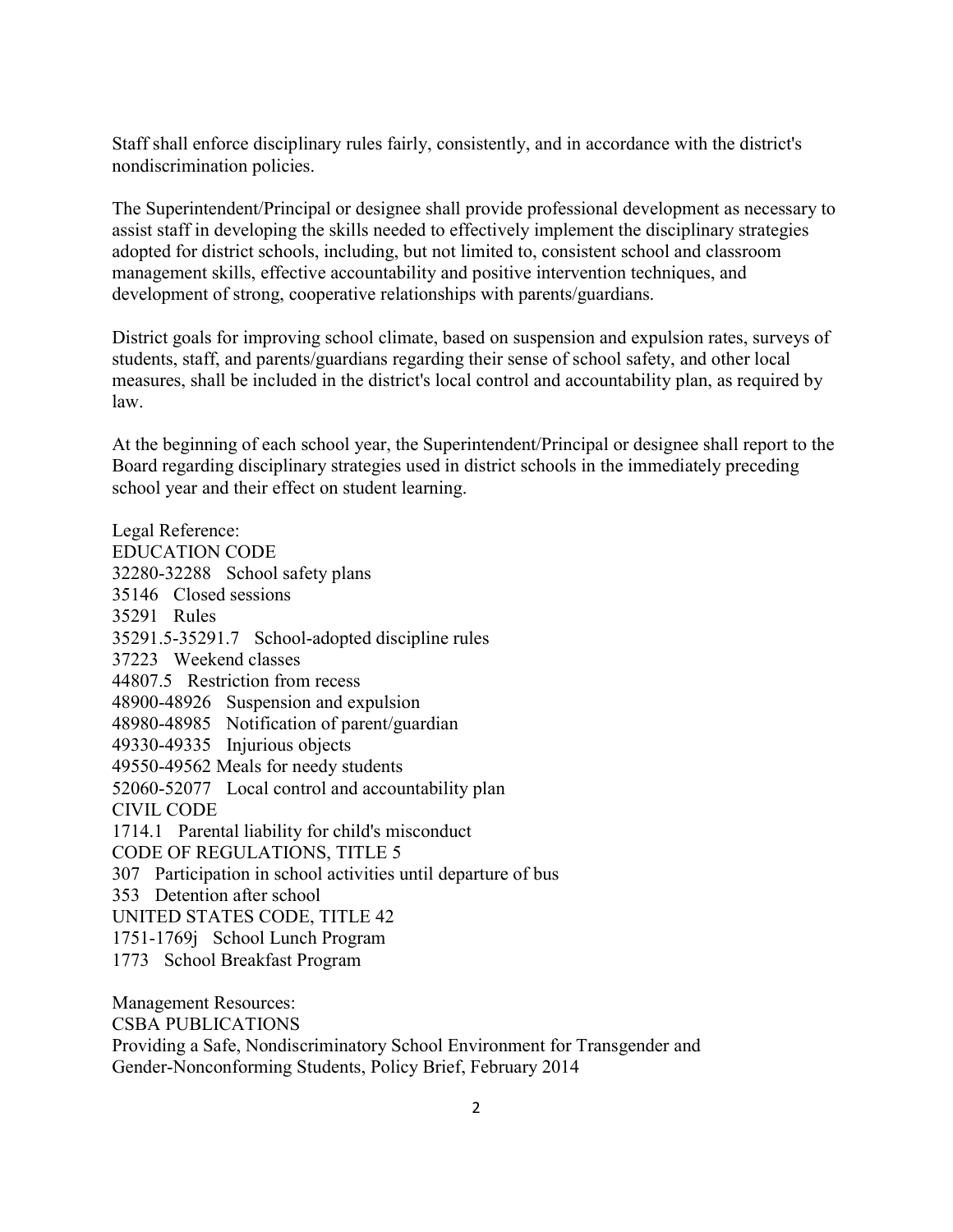Staff shall enforce disciplinary rules fairly, consistently, and in accordance with the district's nondiscrimination policies.

The Superintendent/Principal or designee shall provide professional development as necessary to assist staff in developing the skills needed to effectively implement the disciplinary strategies adopted for district schools, including, but not limited to, consistent school and classroom management skills, effective accountability and positive intervention techniques, and development of strong, cooperative relationships with parents/guardians.

District goals for improving school climate, based on suspension and expulsion rates, surveys of students, staff, and parents/guardians regarding their sense of school safety, and other local measures, shall be included in the district's local control and accountability plan, as required by law.

At the beginning of each school year, the Superintendent/Principal or designee shall report to the Board regarding disciplinary strategies used in district schools in the immediately preceding school year and their effect on student learning.

Legal Reference:
EDUCATION CODE
32280-32288 School safety plans
35146 Closed sessions
35291 Rules
35291.5-35291.7 School-adopted discipline rules
37223 Weekend classes
44807.5 Restriction from recess
48900-48926 Suspension and expulsion
48980-48985 Notification of parent/guardian
49330-49335 Injurious objects
49550-49562 Meals for needy students
52060-52077 Local control and accountability plan
CIVIL CODE
1714.1 Parental liability for child's misconduct
CODE OF REGULATIONS, TITLE 5
307 Participation in school activities until departure of bus
353 Detention after school
UNITED STATES CODE, TITLE 42
1751-1769j School Lunch Program
1773 School Breakfast Program

Management Resources:
CSBA PUBLICATIONS
Providing a Safe, Nondiscriminatory School Environment for Transgender and Gender-Nonconforming Students, Policy Brief, February 2014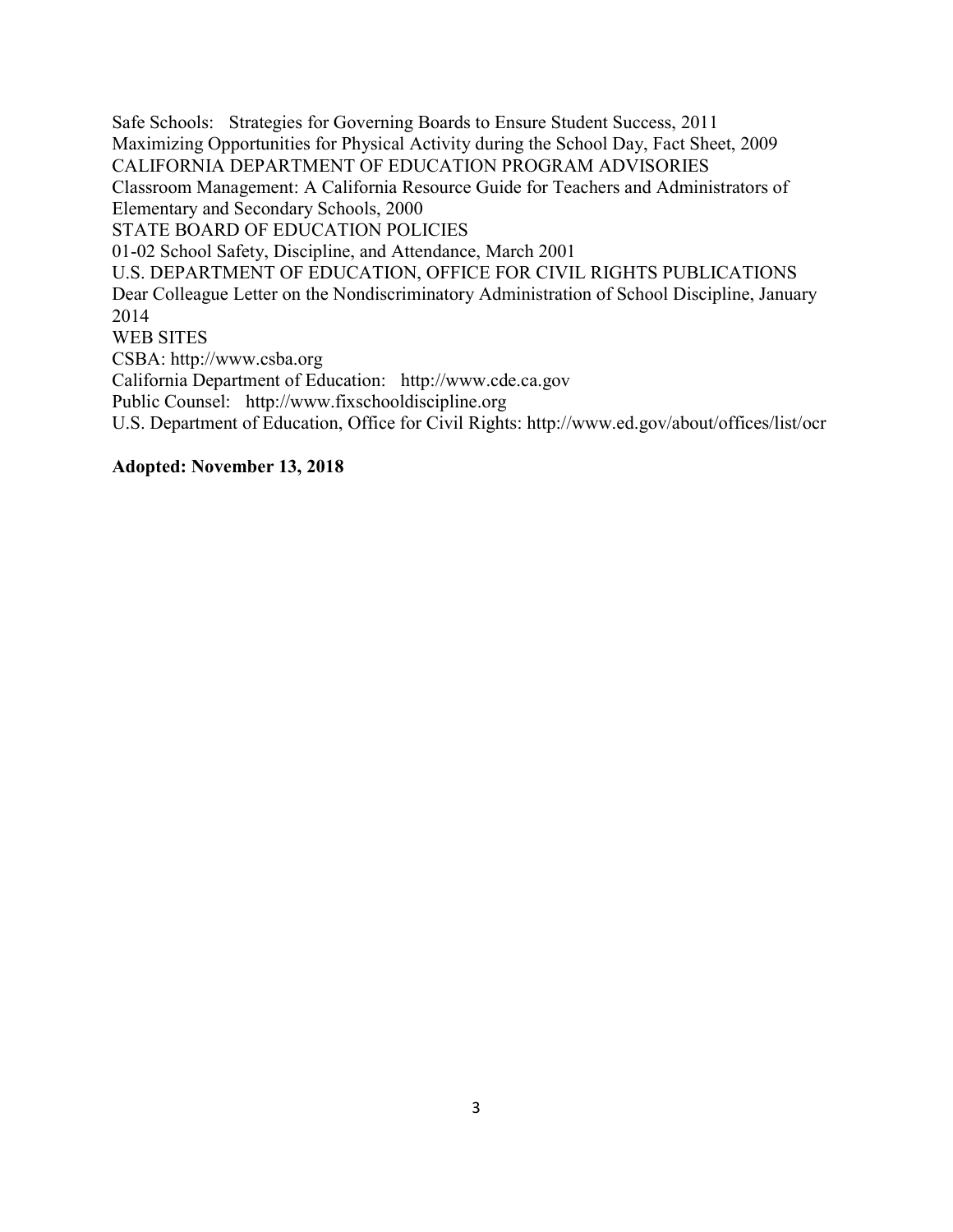Safe Schools: Strategies for Governing Boards to Ensure Student Success, 2011

Maximizing Opportunities for Physical Activity during the School Day, Fact Sheet, 2009

CALIFORNIA DEPARTMENT OF EDUCATION PROGRAM ADVISORIES

Classroom Management: A California Resource Guide for Teachers and Administrators of Elementary and Secondary Schools, 2000

STATE BOARD OF EDUCATION POLICIES

01-02 School Safety, Discipline, and Attendance, March 2001

U.S. DEPARTMENT OF EDUCATION, OFFICE FOR CIVIL RIGHTS PUBLICATIONS

Dear Colleague Letter on the Nondiscriminatory Administration of School Discipline, January 2014

WEB SITES

CSBA: http://www.csba.org

California Department of Education: http://www.cde.ca.gov

Public Counsel: http://www.fixschooldiscipline.org

U.S. Department of Education, Office for Civil Rights: http://www.ed.gov/about/offices/list/ocr

**Adopted: November 13, 2018**